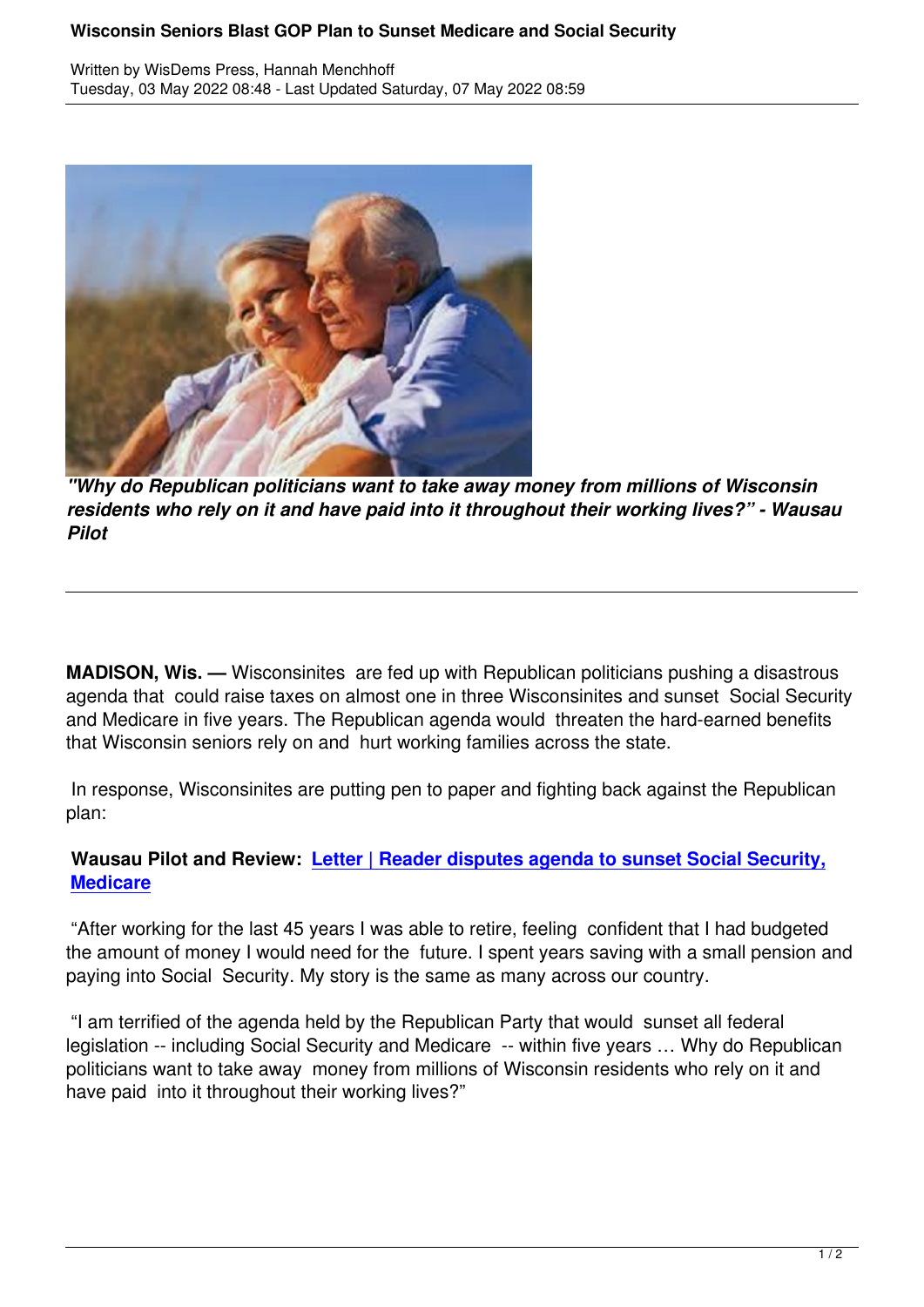# Wisconsin Seniors Blast GOP Plan to Sunset Medicare and Social Security

Written by WisDems Press, Hannah Menchhoff
Tuesday, 03 May 2022 08:48 - Last Updated Saturday, 07 May 2022 08:59

***"Why do Republican politicians want to take away money from millions of Wisconsin residents who rely on it and have paid into it throughout their working lives?" - Wausau Pilot***

---

**MADISON, Wis. —** Wisconsinites are fed up with Republican politicians pushing a disastrous agenda that could raise taxes on almost one in three Wisconsinites and sunset Social Security and Medicare in five years. The Republican agenda would threaten the hard-earned benefits that Wisconsin seniors rely on and hurt working families across the state.

In response, Wisconsinites are putting pen to paper and fighting back against the Republican plan:

**Wausau Pilot and Review: Letter | Reader disputes agenda to sunset Social Security, Medicare**

"After working for the last 45 years I was able to retire, feeling confident that I had budgeted the amount of money I would need for the future. I spent years saving with a small pension and paying into Social Security. My story is the same as many across our country.

"I am terrified of the agenda held by the Republican Party that would sunset all federal legislation -- including Social Security and Medicare -- within five years … Why do Republican politicians want to take away money from millions of Wisconsin residents who rely on it and have paid into it throughout their working lives?"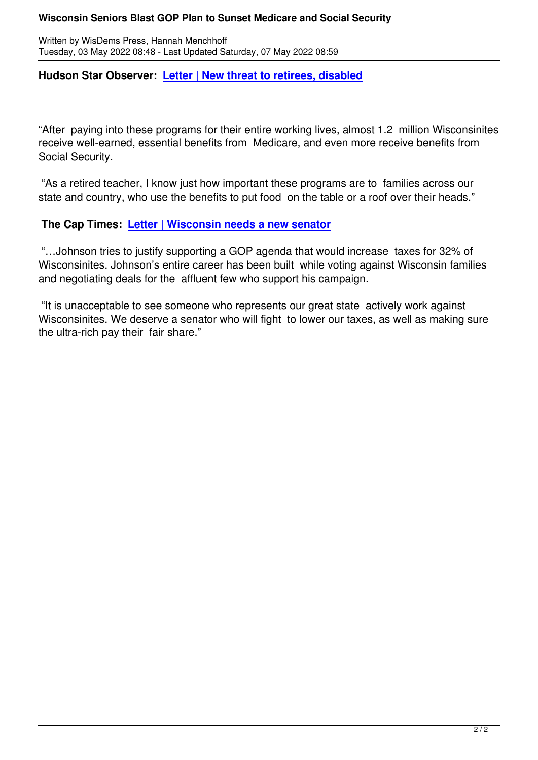**Hudson Star Observer: Letter | New threat to retirees, disabled**

“After paying into these programs for their entire working lives, almost 1.2 million Wisconsinites receive well-earned, essential benefits from Medicare, and even more receive benefits from Social Security.

“As a retired teacher, I know just how important these programs are to families across our state and country, who use the benefits to put food on the table or a roof over their heads.”

**The Cap Times: Letter | Wisconsin needs a new senator**

“…Johnson tries to justify supporting a GOP agenda that would increase taxes for 32% of Wisconsinites. Johnson’s entire career has been built while voting against Wisconsin families and negotiating deals for the affluent few who support his campaign.

“It is unacceptable to see someone who represents our great state actively work against Wisconsinites. We deserve a senator who will fight to lower our taxes, as well as making sure the ultra-rich pay their fair share.”